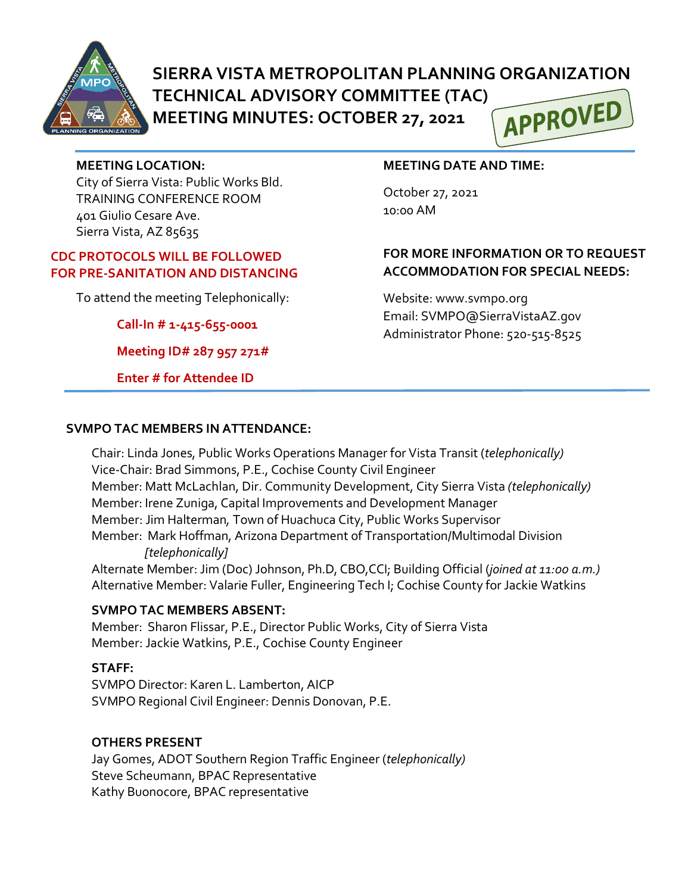# SIERRA VISTA METROPOLITAN PLANNING ORGANIZATION TECHNICAL ADVISORY COMMITTEE (TAC) MEETING MINUTES: OCTOBER 27, 2021

APPROVED

**MEETING LOCATION:**
City of Sierra Vista: Public Works Bld.
TRAINING CONFERENCE ROOM
401 Giulio Cesare Ave.
Sierra Vista, AZ 85635

**CDC PROTOCOLS WILL BE FOLLOWED FOR PRE-SANITATION AND DISTANCING**

To attend the meeting Telephonically:

**Call-In # 1-415-655-0001**

**Meeting ID# 287 957 271#**

**Enter # for Attendee ID**

**MEETING DATE AND TIME:**

October 27, 2021
10:00 AM

**FOR MORE INFORMATION OR TO REQUEST ACCOMMODATION FOR SPECIAL NEEDS:**

Website: www.svmpo.org
Email: SVMPO@SierraVistaAZ.gov
Administrator Phone: 520-515-8525

**SVMPO TAC MEMBERS IN ATTENDANCE:**

Chair: Linda Jones, Public Works Operations Manager for Vista Transit (*telephonically)*
Vice-Chair: Brad Simmons, P.E., Cochise County Civil Engineer
Member: Matt McLachlan, Dir. Community Development, City Sierra Vista *(telephonically)*
Member: Irene Zuniga, Capital Improvements and Development Manager
Member: Jim Halterman*,* Town of Huachuca City, Public Works Supervisor
Member: Mark Hoffman, Arizona Department of Transportation/Multimodal Division *[telephonically]*
Alternate Member: Jim (Doc) Johnson, Ph.D, CBO,CCI; Building Official (*joined at 11:00 a.m.)*
Alternative Member: Valarie Fuller, Engineering Tech I; Cochise County for Jackie Watkins

**SVMPO TAC MEMBERS ABSENT:**
Member: Sharon Flissar, P.E., Director Public Works, City of Sierra Vista
Member: Jackie Watkins, P.E., Cochise County Engineer

**STAFF:**
SVMPO Director: Karen L. Lamberton, AICP
SVMPO Regional Civil Engineer: Dennis Donovan, P.E.

**OTHERS PRESENT**
Jay Gomes, ADOT Southern Region Traffic Engineer (*telephonically)*
Steve Scheumann, BPAC Representative
Kathy Buonocore, BPAC representative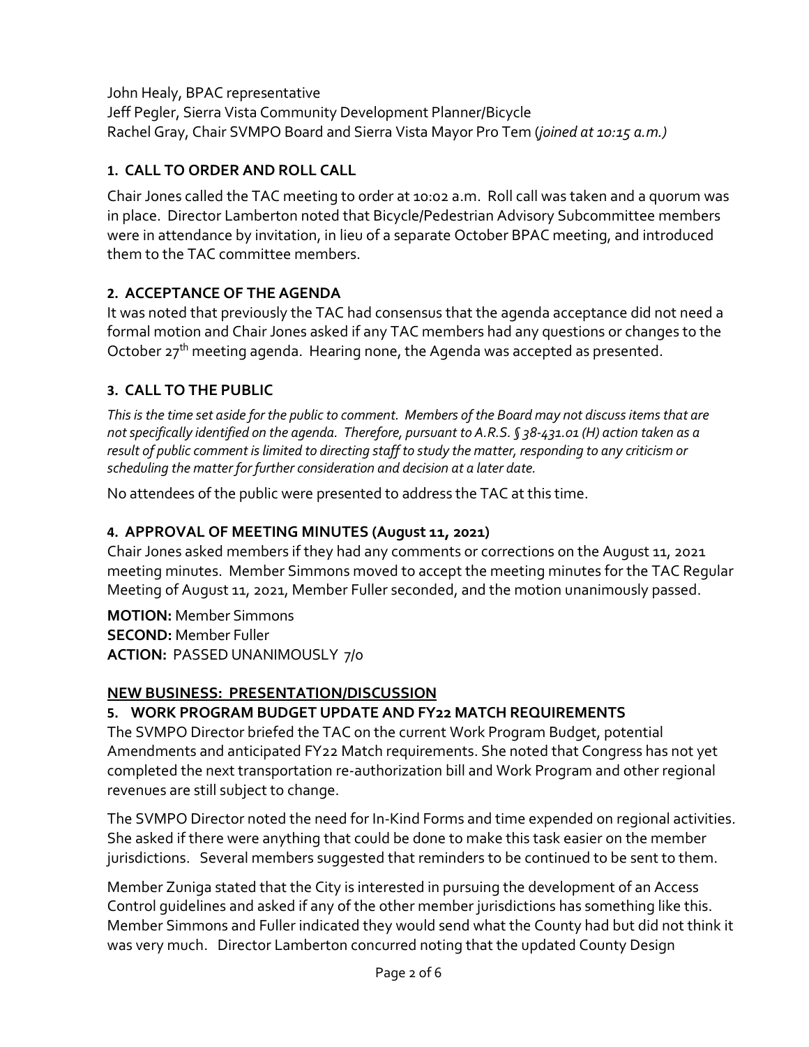John Healy, BPAC representative
Jeff Pegler, Sierra Vista Community Development Planner/Bicycle
Rachel Gray, Chair SVMPO Board and Sierra Vista Mayor Pro Tem (*joined at 10:15 a.m.)*

## 1. CALL TO ORDER AND ROLL CALL

Chair Jones called the TAC meeting to order at 10:02 a.m. Roll call was taken and a quorum was in place. Director Lamberton noted that Bicycle/Pedestrian Advisory Subcommittee members were in attendance by invitation, in lieu of a separate October BPAC meeting, and introduced them to the TAC committee members.

## 2. ACCEPTANCE OF THE AGENDA

It was noted that previously the TAC had consensus that the agenda acceptance did not need a formal motion and Chair Jones asked if any TAC members had any questions or changes to the October 27th meeting agenda. Hearing none, the Agenda was accepted as presented.

## 3. CALL TO THE PUBLIC

*This is the time set aside for the public to comment. Members of the Board may not discuss items that are not specifically identified on the agenda. Therefore, pursuant to A.R.S. § 38-431.01 (H) action taken as a result of public comment is limited to directing staff to study the matter, responding to any criticism or scheduling the matter for further consideration and decision at a later date.*

No attendees of the public were presented to address the TAC at this time.

## 4. APPROVAL OF MEETING MINUTES (August 11, 2021)

Chair Jones asked members if they had any comments or corrections on the August 11, 2021 meeting minutes. Member Simmons moved to accept the meeting minutes for the TAC Regular Meeting of August 11, 2021, Member Fuller seconded, and the motion unanimously passed.

**MOTION:** Member Simmons
**SECOND:** Member Fuller
**ACTION:** PASSED UNANIMOUSLY 7/0

## NEW BUSINESS: PRESENTATION/DISCUSSION

## 5. WORK PROGRAM BUDGET UPDATE AND FY22 MATCH REQUIREMENTS

The SVMPO Director briefed the TAC on the current Work Program Budget, potential Amendments and anticipated FY22 Match requirements. She noted that Congress has not yet completed the next transportation re-authorization bill and Work Program and other regional revenues are still subject to change.

The SVMPO Director noted the need for In-Kind Forms and time expended on regional activities. She asked if there were anything that could be done to make this task easier on the member jurisdictions. Several members suggested that reminders to be continued to be sent to them.

Member Zuniga stated that the City is interested in pursuing the development of an Access Control guidelines and asked if any of the other member jurisdictions has something like this. Member Simmons and Fuller indicated they would send what the County had but did not think it was very much. Director Lamberton concurred noting that the updated County Design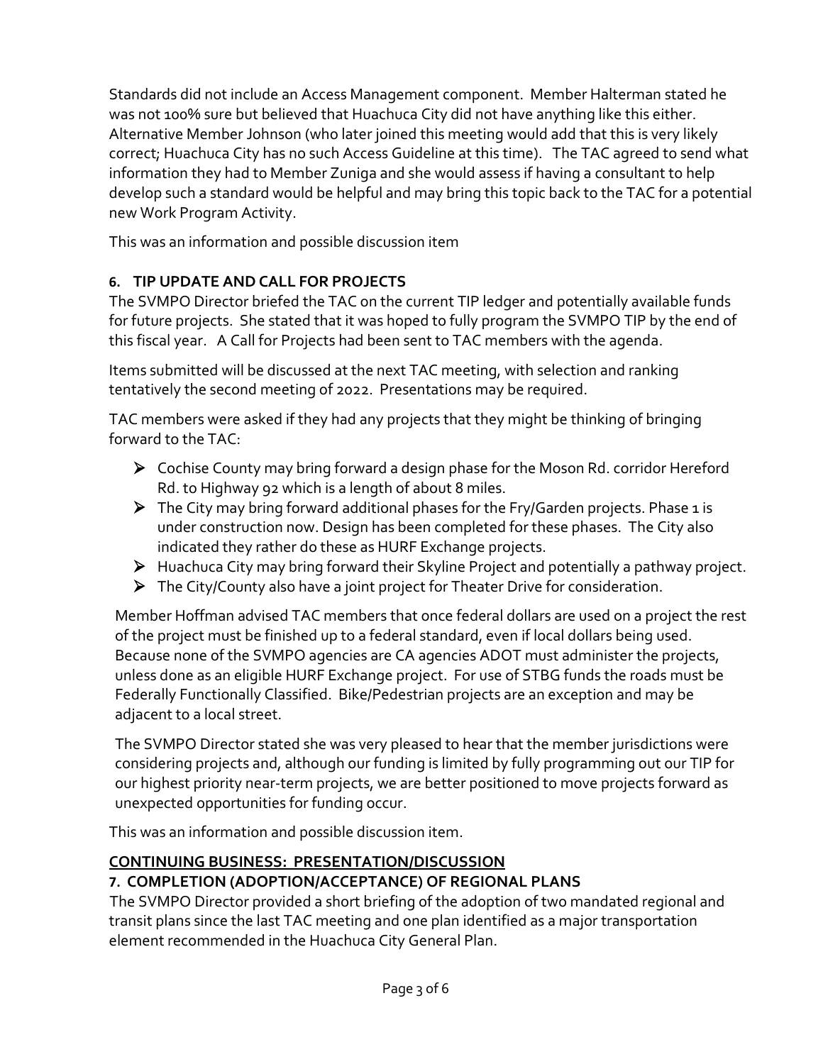Standards did not include an Access Management component. Member Halterman stated he was not 100% sure but believed that Huachuca City did not have anything like this either. Alternative Member Johnson (who later joined this meeting would add that this is very likely correct; Huachuca City has no such Access Guideline at this time). The TAC agreed to send what information they had to Member Zuniga and she would assess if having a consultant to help develop such a standard would be helpful and may bring this topic back to the TAC for a potential new Work Program Activity.

This was an information and possible discussion item

### 6. TIP UPDATE AND CALL FOR PROJECTS

The SVMPO Director briefed the TAC on the current TIP ledger and potentially available funds for future projects. She stated that it was hoped to fully program the SVMPO TIP by the end of this fiscal year. A Call for Projects had been sent to TAC members with the agenda.

Items submitted will be discussed at the next TAC meeting, with selection and ranking tentatively the second meeting of 2022. Presentations may be required.

TAC members were asked if they had any projects that they might be thinking of bringing forward to the TAC:

- Cochise County may bring forward a design phase for the Moson Rd. corridor Hereford Rd. to Highway 92 which is a length of about 8 miles.
- The City may bring forward additional phases for the Fry/Garden projects. Phase 1 is under construction now. Design has been completed for these phases. The City also indicated they rather do these as HURF Exchange projects.
- Huachuca City may bring forward their Skyline Project and potentially a pathway project.
- The City/County also have a joint project for Theater Drive for consideration.

Member Hoffman advised TAC members that once federal dollars are used on a project the rest of the project must be finished up to a federal standard, even if local dollars being used. Because none of the SVMPO agencies are CA agencies ADOT must administer the projects, unless done as an eligible HURF Exchange project. For use of STBG funds the roads must be Federally Functionally Classified. Bike/Pedestrian projects are an exception and may be adjacent to a local street.

The SVMPO Director stated she was very pleased to hear that the member jurisdictions were considering projects and, although our funding is limited by fully programming out our TIP for our highest priority near-term projects, we are better positioned to move projects forward as unexpected opportunities for funding occur.

This was an information and possible discussion item.

## CONTINUING BUSINESS: PRESENTATION/DISCUSSION

### 7. COMPLETION (ADOPTION/ACCEPTANCE) OF REGIONAL PLANS

The SVMPO Director provided a short briefing of the adoption of two mandated regional and transit plans since the last TAC meeting and one plan identified as a major transportation element recommended in the Huachuca City General Plan.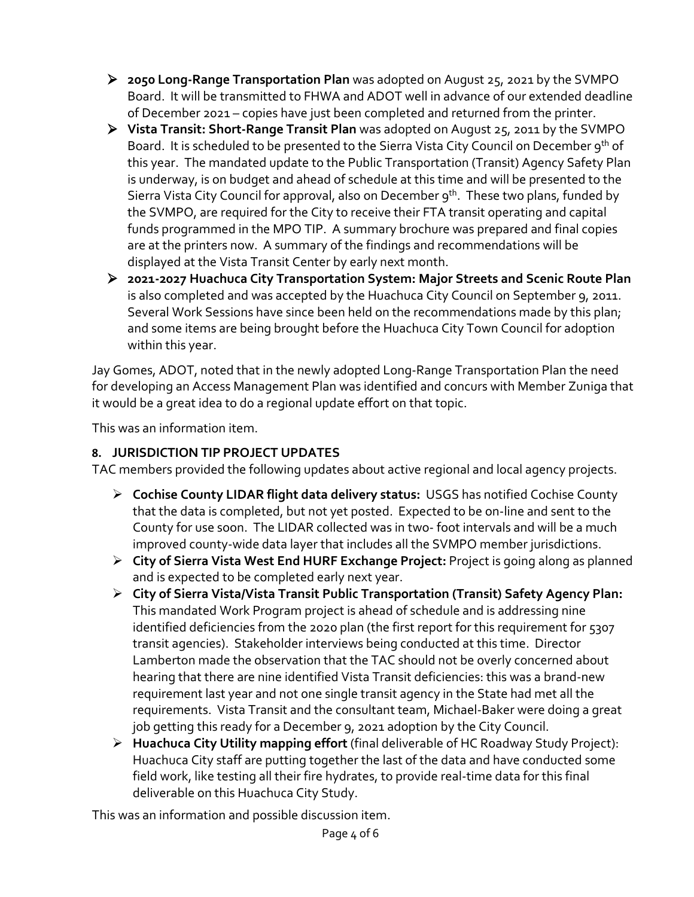- **2050 Long-Range Transportation Plan** was adopted on August 25, 2021 by the SVMPO Board. It will be transmitted to FHWA and ADOT well in advance of our extended deadline of December 2021 – copies have just been completed and returned from the printer.
- **Vista Transit: Short-Range Transit Plan** was adopted on August 25, 2011 by the SVMPO Board. It is scheduled to be presented to the Sierra Vista City Council on December 9th of this year. The mandated update to the Public Transportation (Transit) Agency Safety Plan is underway, is on budget and ahead of schedule at this time and will be presented to the Sierra Vista City Council for approval, also on December 9th. These two plans, funded by the SVMPO, are required for the City to receive their FTA transit operating and capital funds programmed in the MPO TIP. A summary brochure was prepared and final copies are at the printers now. A summary of the findings and recommendations will be displayed at the Vista Transit Center by early next month.
- **2021-2027 Huachuca City Transportation System: Major Streets and Scenic Route Plan** is also completed and was accepted by the Huachuca City Council on September 9, 2011. Several Work Sessions have since been held on the recommendations made by this plan; and some items are being brought before the Huachuca City Town Council for adoption within this year.

Jay Gomes, ADOT, noted that in the newly adopted Long-Range Transportation Plan the need for developing an Access Management Plan was identified and concurs with Member Zuniga that it would be a great idea to do a regional update effort on that topic.

This was an information item.

## 8. JURISDICTION TIP PROJECT UPDATES

TAC members provided the following updates about active regional and local agency projects.

- **Cochise County LIDAR flight data delivery status:** USGS has notified Cochise County that the data is completed, but not yet posted. Expected to be on-line and sent to the County for use soon. The LIDAR collected was in two- foot intervals and will be a much improved county-wide data layer that includes all the SVMPO member jurisdictions.
- **City of Sierra Vista West End HURF Exchange Project:** Project is going along as planned and is expected to be completed early next year.
- **City of Sierra Vista/Vista Transit Public Transportation (Transit) Safety Agency Plan:** This mandated Work Program project is ahead of schedule and is addressing nine identified deficiencies from the 2020 plan (the first report for this requirement for 5307 transit agencies). Stakeholder interviews being conducted at this time. Director Lamberton made the observation that the TAC should not be overly concerned about hearing that there are nine identified Vista Transit deficiencies: this was a brand-new requirement last year and not one single transit agency in the State had met all the requirements. Vista Transit and the consultant team, Michael-Baker were doing a great job getting this ready for a December 9, 2021 adoption by the City Council.
- **Huachuca City Utility mapping effort** (final deliverable of HC Roadway Study Project): Huachuca City staff are putting together the last of the data and have conducted some field work, like testing all their fire hydrates, to provide real-time data for this final deliverable on this Huachuca City Study.

This was an information and possible discussion item.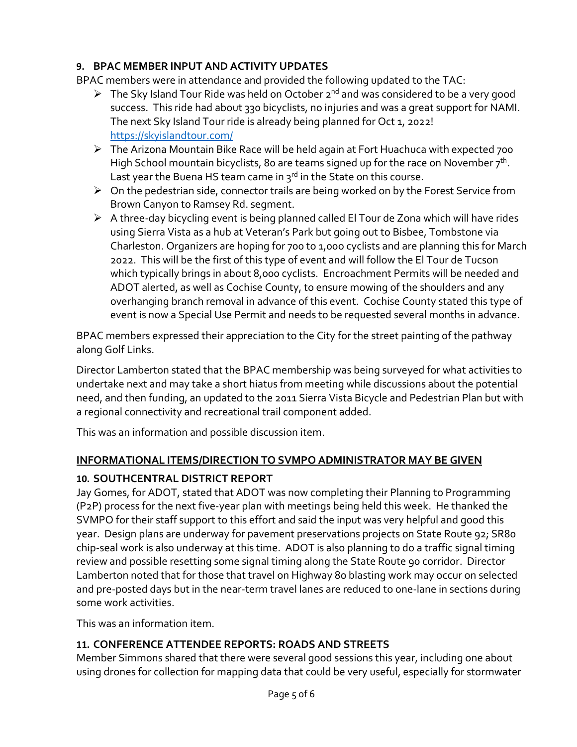### 9. BPAC MEMBER INPUT AND ACTIVITY UPDATES

BPAC members were in attendance and provided the following updated to the TAC:

- The Sky Island Tour Ride was held on October 2nd and was considered to be a very good success. This ride had about 330 bicyclists, no injuries and was a great support for NAMI. The next Sky Island Tour ride is already being planned for Oct 1, 2022! https://skyislandtour.com/
- The Arizona Mountain Bike Race will be held again at Fort Huachuca with expected 700 High School mountain bicyclists, 80 are teams signed up for the race on November 7th. Last year the Buena HS team came in 3rd in the State on this course.
- On the pedestrian side, connector trails are being worked on by the Forest Service from Brown Canyon to Ramsey Rd. segment.
- A three-day bicycling event is being planned called El Tour de Zona which will have rides using Sierra Vista as a hub at Veteran's Park but going out to Bisbee, Tombstone via Charleston. Organizers are hoping for 700 to 1,000 cyclists and are planning this for March 2022. This will be the first of this type of event and will follow the El Tour de Tucson which typically brings in about 8,000 cyclists. Encroachment Permits will be needed and ADOT alerted, as well as Cochise County, to ensure mowing of the shoulders and any overhanging branch removal in advance of this event. Cochise County stated this type of event is now a Special Use Permit and needs to be requested several months in advance.

BPAC members expressed their appreciation to the City for the street painting of the pathway along Golf Links.

Director Lamberton stated that the BPAC membership was being surveyed for what activities to undertake next and may take a short hiatus from meeting while discussions about the potential need, and then funding, an updated to the 2011 Sierra Vista Bicycle and Pedestrian Plan but with a regional connectivity and recreational trail component added.

This was an information and possible discussion item.

## INFORMATIONAL ITEMS/DIRECTION TO SVMPO ADMINISTRATOR MAY BE GIVEN

### 10. SOUTHCENTRAL DISTRICT REPORT

Jay Gomes, for ADOT, stated that ADOT was now completing their Planning to Programming (P2P) process for the next five-year plan with meetings being held this week. He thanked the SVMPO for their staff support to this effort and said the input was very helpful and good this year. Design plans are underway for pavement preservations projects on State Route 92; SR80 chip-seal work is also underway at this time. ADOT is also planning to do a traffic signal timing review and possible resetting some signal timing along the State Route 90 corridor. Director Lamberton noted that for those that travel on Highway 80 blasting work may occur on selected and pre-posted days but in the near-term travel lanes are reduced to one-lane in sections during some work activities.

This was an information item.

### 11. CONFERENCE ATTENDEE REPORTS: ROADS AND STREETS

Member Simmons shared that there were several good sessions this year, including one about using drones for collection for mapping data that could be very useful, especially for stormwater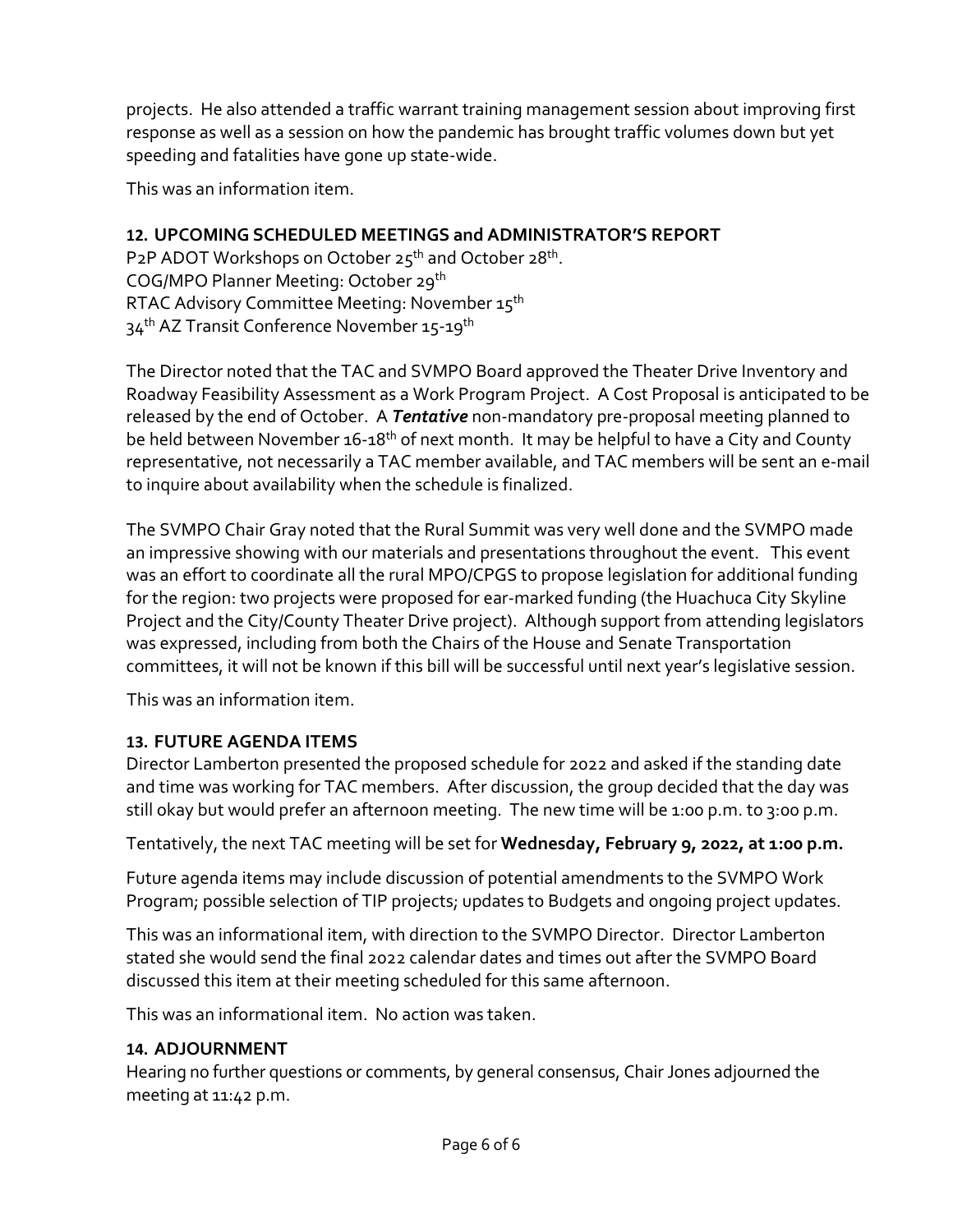projects. He also attended a traffic warrant training management session about improving first response as well as a session on how the pandemic has brought traffic volumes down but yet speeding and fatalities have gone up state-wide.

This was an information item.

### 12. UPCOMING SCHEDULED MEETINGS and ADMINISTRATOR'S REPORT

P2P ADOT Workshops on October 25th and October 28th.
COG/MPO Planner Meeting: October 29th
RTAC Advisory Committee Meeting: November 15th
34th AZ Transit Conference November 15-19th

The Director noted that the TAC and SVMPO Board approved the Theater Drive Inventory and Roadway Feasibility Assessment as a Work Program Project. A Cost Proposal is anticipated to be released by the end of October. A ***Tentative*** non-mandatory pre-proposal meeting planned to be held between November 16-18th of next month. It may be helpful to have a City and County representative, not necessarily a TAC member available, and TAC members will be sent an e-mail to inquire about availability when the schedule is finalized.

The SVMPO Chair Gray noted that the Rural Summit was very well done and the SVMPO made an impressive showing with our materials and presentations throughout the event. This event was an effort to coordinate all the rural MPO/CPGS to propose legislation for additional funding for the region: two projects were proposed for ear-marked funding (the Huachuca City Skyline Project and the City/County Theater Drive project). Although support from attending legislators was expressed, including from both the Chairs of the House and Senate Transportation committees, it will not be known if this bill will be successful until next year's legislative session.

This was an information item.

### 13. FUTURE AGENDA ITEMS

Director Lamberton presented the proposed schedule for 2022 and asked if the standing date and time was working for TAC members. After discussion, the group decided that the day was still okay but would prefer an afternoon meeting. The new time will be 1:00 p.m. to 3:00 p.m.

Tentatively, the next TAC meeting will be set for **Wednesday, February 9, 2022, at 1:00 p.m.**

Future agenda items may include discussion of potential amendments to the SVMPO Work Program; possible selection of TIP projects; updates to Budgets and ongoing project updates.

This was an informational item, with direction to the SVMPO Director. Director Lamberton stated she would send the final 2022 calendar dates and times out after the SVMPO Board discussed this item at their meeting scheduled for this same afternoon.

This was an informational item. No action was taken.

### 14. ADJOURNMENT

Hearing no further questions or comments, by general consensus, Chair Jones adjourned the meeting at 11:42 p.m.